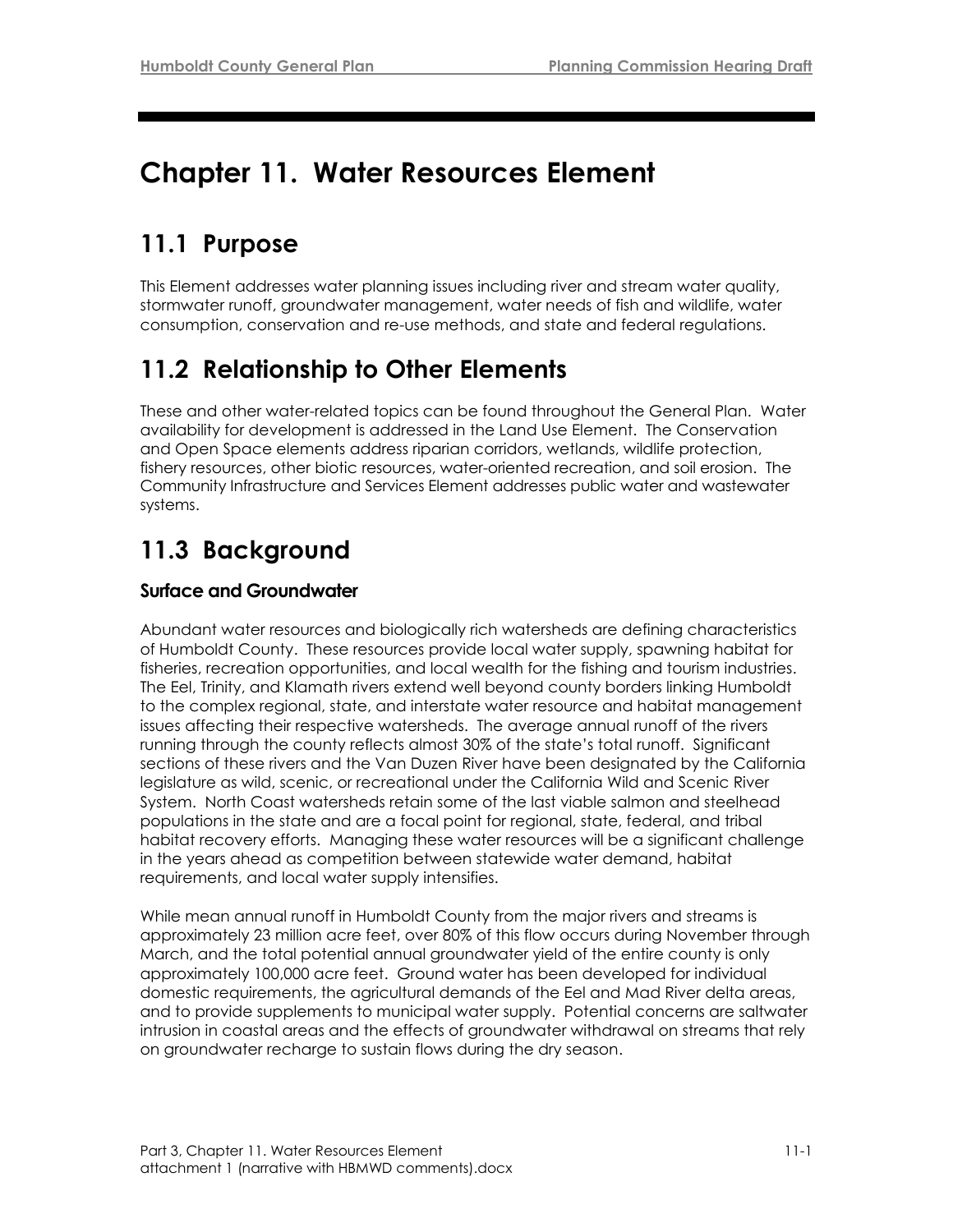# Chapter 11. Water Resources Element

## 11.1 Purpose

This Element addresses water planning issues including river and stream water quality, stormwater runoff, groundwater management, water needs of fish and wildlife, water consumption, conservation and re-use methods, and state and federal regulations.

## 11.2 Relationship to Other Elements

These and other water-related topics can be found throughout the General Plan. Water availability for development is addressed in the Land Use Element. The Conservation and Open Space elements address riparian corridors, wetlands, wildlife protection, fishery resources, other biotic resources, water-oriented recreation, and soil erosion. The Community Infrastructure and Services Element addresses public water and wastewater systems.

## 11.3 Background

### Surface and Groundwater

Abundant water resources and biologically rich watersheds are defining characteristics of Humboldt County. These resources provide local water supply, spawning habitat for fisheries, recreation opportunities, and local wealth for the fishing and tourism industries. The Eel, Trinity, and Klamath rivers extend well beyond county borders linking Humboldt to the complex regional, state, and interstate water resource and habitat management issues affecting their respective watersheds. The average annual runoff of the rivers running through the county reflects almost 30% of the state's total runoff. Significant sections of these rivers and the Van Duzen River have been designated by the California legislature as wild, scenic, or recreational under the California Wild and Scenic River System. North Coast watersheds retain some of the last viable salmon and steelhead populations in the state and are a focal point for regional, state, federal, and tribal habitat recovery efforts. Managing these water resources will be a significant challenge in the years ahead as competition between statewide water demand, habitat requirements, and local water supply intensifies.

While mean annual runoff in Humboldt County from the major rivers and streams is approximately 23 million acre feet, over 80% of this flow occurs during November through March, and the total potential annual groundwater yield of the entire county is only approximately 100,000 acre feet. Ground water has been developed for individual domestic requirements, the agricultural demands of the Eel and Mad River delta areas, and to provide supplements to municipal water supply. Potential concerns are saltwater intrusion in coastal areas and the effects of groundwater withdrawal on streams that rely on groundwater recharge to sustain flows during the dry season.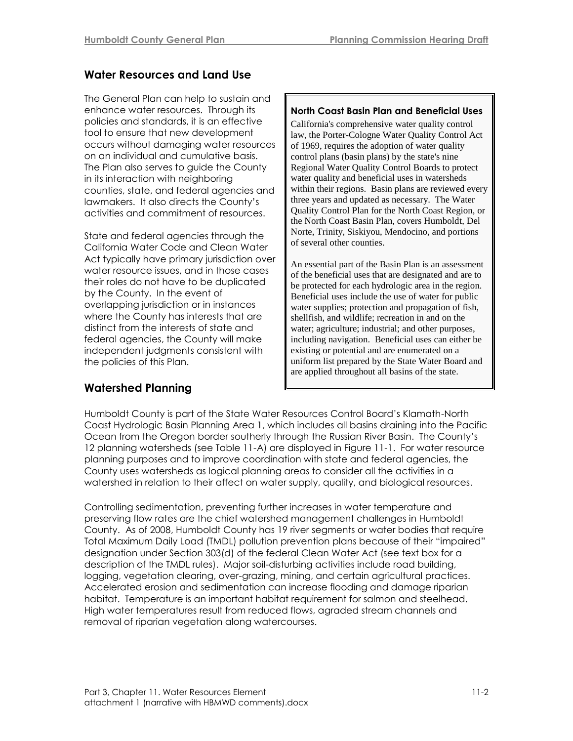## Water Resources and Land Use

The General Plan can help to sustain and enhance water resources. Through its policies and standards, it is an effective tool to ensure that new development occurs without damaging water resources on an individual and cumulative basis. The Plan also serves to guide the County in its interaction with neighboring counties, state, and federal agencies and lawmakers. It also directs the County's activities and commitment of resources.

State and federal agencies through the California Water Code and Clean Water Act typically have primary jurisdiction over water resource issues, and in those cases their roles do not have to be duplicated by the County. In the event of overlapping jurisdiction or in instances where the County has interests that are distinct from the interests of state and federal agencies, the County will make independent judgments consistent with the policies of this Plan.

> **North Coast Basin Plan and Beneficial Uses**
>
> California's comprehensive water quality control law, the Porter-Cologne Water Quality Control Act of 1969, requires the adoption of water quality control plans (basin plans) by the state's nine Regional Water Quality Control Boards to protect water quality and beneficial uses in watersheds within their regions. Basin plans are reviewed every three years and updated as necessary. The Water Quality Control Plan for the North Coast Region, or the North Coast Basin Plan, covers Humboldt, Del Norte, Trinity, Siskiyou, Mendocino, and portions of several other counties.
>
> An essential part of the Basin Plan is an assessment of the beneficial uses that are designated and are to be protected for each hydrologic area in the region. Beneficial uses include the use of water for public water supplies; protection and propagation of fish, shellfish, and wildlife; recreation in and on the water; agriculture; industrial; and other purposes, including navigation. Beneficial uses can either be existing or potential and are enumerated on a uniform list prepared by the State Water Board and are applied throughout all basins of the state.

## Watershed Planning

Humboldt County is part of the State Water Resources Control Board's Klamath-North Coast Hydrologic Basin Planning Area 1, which includes all basins draining into the Pacific Ocean from the Oregon border southerly through the Russian River Basin. The County's 12 planning watersheds (see Table 11-A) are displayed in Figure 11-1. For water resource planning purposes and to improve coordination with state and federal agencies, the County uses watersheds as logical planning areas to consider all the activities in a watershed in relation to their affect on water supply, quality, and biological resources.

Controlling sedimentation, preventing further increases in water temperature and preserving flow rates are the chief watershed management challenges in Humboldt County. As of 2008, Humboldt County has 19 river segments or water bodies that require Total Maximum Daily Load (TMDL) pollution prevention plans because of their "impaired" designation under Section 303(d) of the federal Clean Water Act (see text box for a description of the TMDL rules). Major soil-disturbing activities include road building, logging, vegetation clearing, over-grazing, mining, and certain agricultural practices. Accelerated erosion and sedimentation can increase flooding and damage riparian habitat. Temperature is an important habitat requirement for salmon and steelhead. High water temperatures result from reduced flows, agraded stream channels and removal of riparian vegetation along watercourses.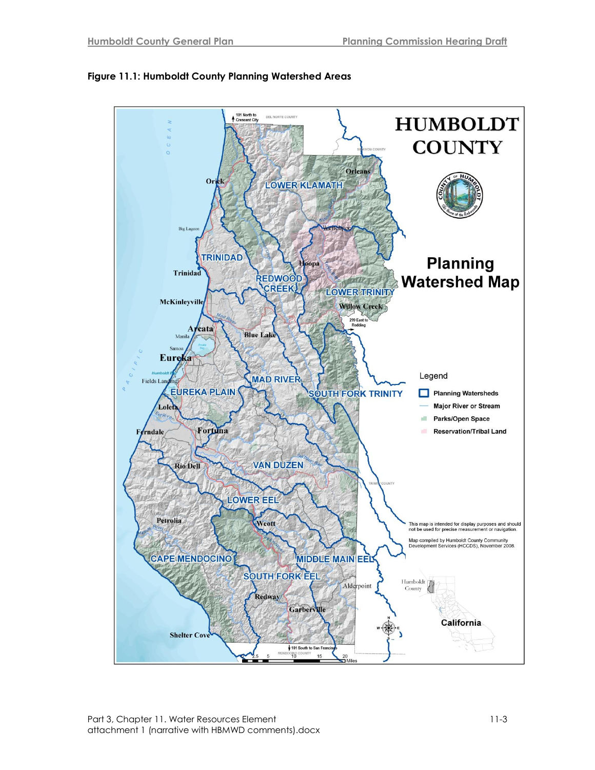**Figure 11.1: Humboldt County Planning Watershed Areas**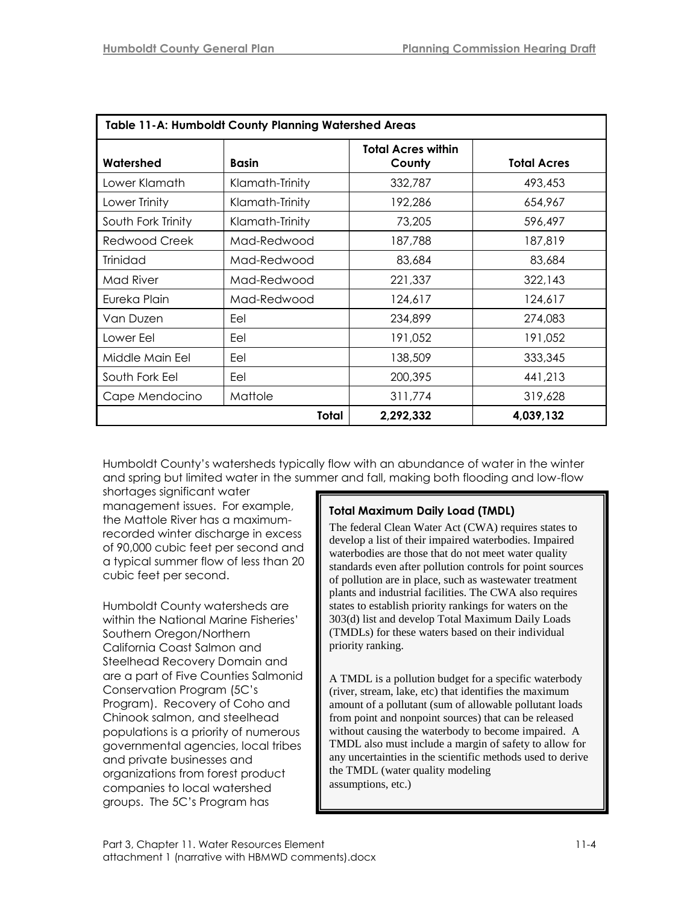| Table 11-A: Humboldt County Planning Watershed Areas | | | |
|---|---|---|---|
| **Watershed** | **Basin** | **Total Acres within County** | **Total Acres** |
| Lower Klamath | Klamath-Trinity | 332,787 | 493,453 |
| Lower Trinity | Klamath-Trinity | 192,286 | 654,967 |
| South Fork Trinity | Klamath-Trinity | 73,205 | 596,497 |
| Redwood Creek | Mad-Redwood | 187,788 | 187,819 |
| Trinidad | Mad-Redwood | 83,684 | 83,684 |
| Mad River | Mad-Redwood | 221,337 | 322,143 |
| Eureka Plain | Mad-Redwood | 124,617 | 124,617 |
| Van Duzen | Eel | 234,899 | 274,083 |
| Lower Eel | Eel | 191,052 | 191,052 |
| Middle Main Eel | Eel | 138,509 | 333,345 |
| South Fork Eel | Eel | 200,395 | 441,213 |
| Cape Mendocino | Mattole | 311,774 | 319,628 |
| | **Total** | **2,292,332** | **4,039,132** |

Humboldt County's watersheds typically flow with an abundance of water in the winter and spring but limited water in the summer and fall, making both flooding and low-flow shortages significant water management issues. For example, the Mattole River has a maximum-recorded winter discharge in excess of 90,000 cubic feet per second and a typical summer flow of less than 20 cubic feet per second.

Humboldt County watersheds are within the National Marine Fisheries' Southern Oregon/Northern California Coast Salmon and Steelhead Recovery Domain and are a part of Five Counties Salmonid Conservation Program (5C's Program). Recovery of Coho and Chinook salmon, and steelhead populations is a priority of numerous governmental agencies, local tribes and private businesses and organizations from forest product companies to local watershed groups. The 5C's Program has

**Total Maximum Daily Load (TMDL)**

The federal Clean Water Act (CWA) requires states to develop a list of their impaired waterbodies. Impaired waterbodies are those that do not meet water quality standards even after pollution controls for point sources of pollution are in place, such as wastewater treatment plants and industrial facilities. The CWA also requires states to establish priority rankings for waters on the 303(d) list and develop Total Maximum Daily Loads (TMDLs) for these waters based on their individual priority ranking.

A TMDL is a pollution budget for a specific waterbody (river, stream, lake, etc) that identifies the maximum amount of a pollutant (sum of allowable pollutant loads from point and nonpoint sources) that can be released without causing the waterbody to become impaired. A TMDL also must include a margin of safety to allow for any uncertainties in the scientific methods used to derive the TMDL (water quality modeling assumptions, etc.)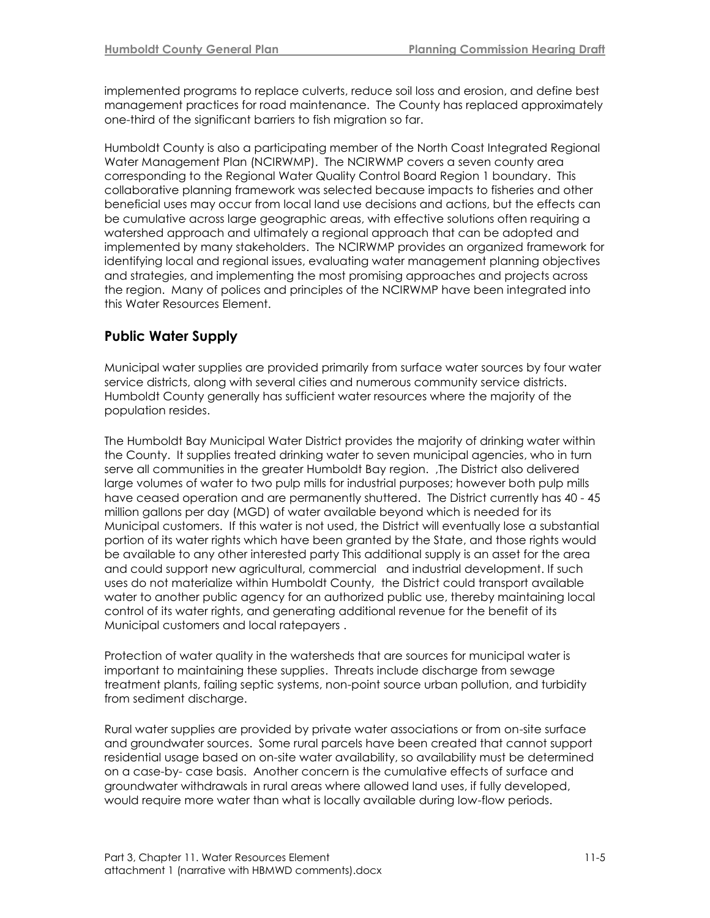implemented programs to replace culverts, reduce soil loss and erosion, and define best management practices for road maintenance. The County has replaced approximately one-third of the significant barriers to fish migration so far.

Humboldt County is also a participating member of the North Coast Integrated Regional Water Management Plan (NCIRWMP). The NCIRWMP covers a seven county area corresponding to the Regional Water Quality Control Board Region 1 boundary. This collaborative planning framework was selected because impacts to fisheries and other beneficial uses may occur from local land use decisions and actions, but the effects can be cumulative across large geographic areas, with effective solutions often requiring a watershed approach and ultimately a regional approach that can be adopted and implemented by many stakeholders. The NCIRWMP provides an organized framework for identifying local and regional issues, evaluating water management planning objectives and strategies, and implementing the most promising approaches and projects across the region. Many of polices and principles of the NCIRWMP have been integrated into this Water Resources Element.

## Public Water Supply

Municipal water supplies are provided primarily from surface water sources by four water service districts, along with several cities and numerous community service districts. Humboldt County generally has sufficient water resources where the majority of the population resides.

The Humboldt Bay Municipal Water District provides the majority of drinking water within the County. It supplies treated drinking water to seven municipal agencies, who in turn serve all communities in the greater Humboldt Bay region. ,The District also delivered large volumes of water to two pulp mills for industrial purposes; however both pulp mills have ceased operation and are permanently shuttered. The District currently has 40 - 45 million gallons per day (MGD) of water available beyond which is needed for its Municipal customers. If this water is not used, the District will eventually lose a substantial portion of its water rights which have been granted by the State, and those rights would be available to any other interested party This additional supply is an asset for the area and could support new agricultural, commercial and industrial development. If such uses do not materialize within Humboldt County, the District could transport available water to another public agency for an authorized public use, thereby maintaining local control of its water rights, and generating additional revenue for the benefit of its Municipal customers and local ratepayers .

Protection of water quality in the watersheds that are sources for municipal water is important to maintaining these supplies. Threats include discharge from sewage treatment plants, failing septic systems, non-point source urban pollution, and turbidity from sediment discharge.

Rural water supplies are provided by private water associations or from on-site surface and groundwater sources. Some rural parcels have been created that cannot support residential usage based on on-site water availability, so availability must be determined on a case-by- case basis. Another concern is the cumulative effects of surface and groundwater withdrawals in rural areas where allowed land uses, if fully developed, would require more water than what is locally available during low-flow periods.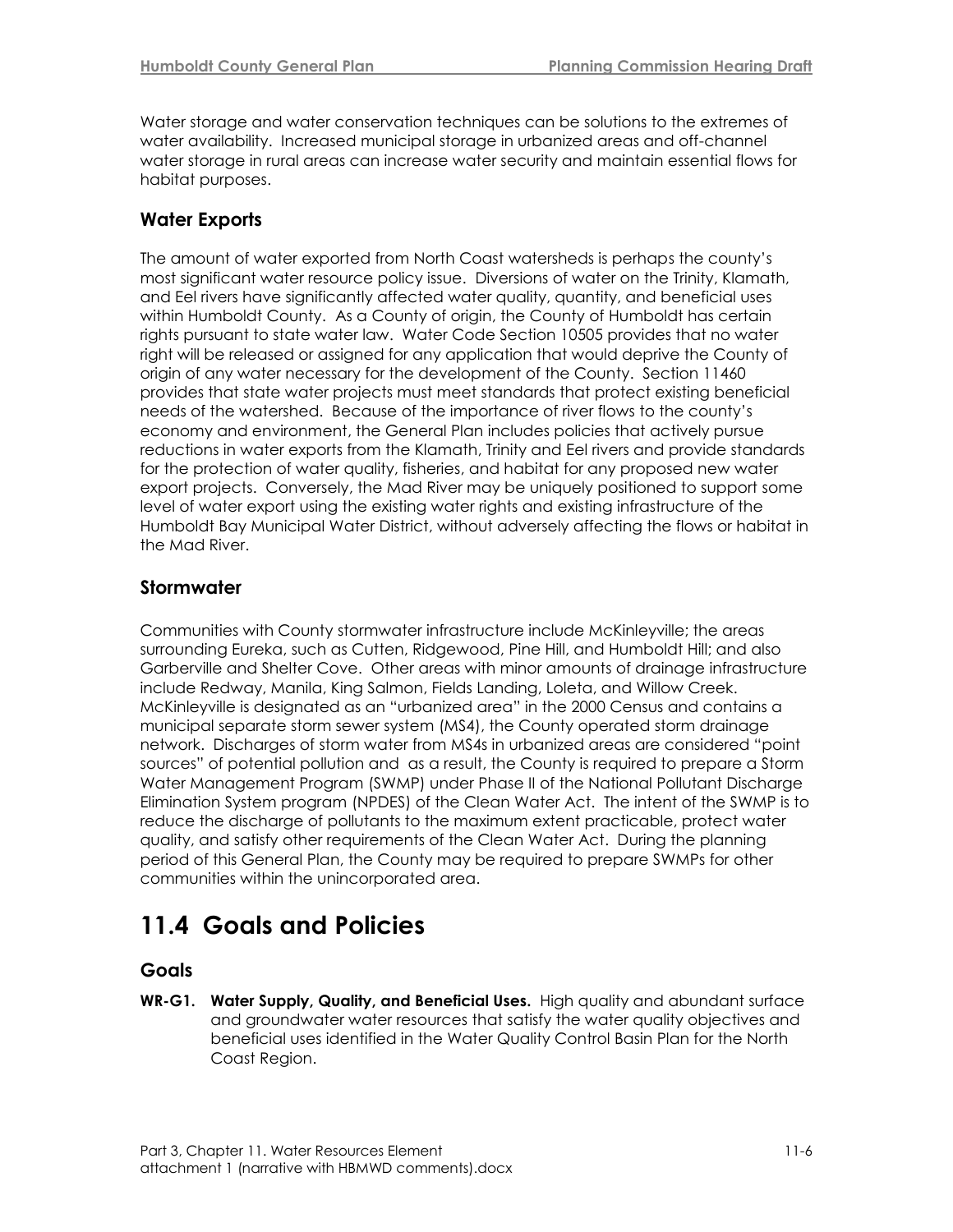Water storage and water conservation techniques can be solutions to the extremes of water availability. Increased municipal storage in urbanized areas and off-channel water storage in rural areas can increase water security and maintain essential flows for habitat purposes.

### Water Exports

The amount of water exported from North Coast watersheds is perhaps the county's most significant water resource policy issue. Diversions of water on the Trinity, Klamath, and Eel rivers have significantly affected water quality, quantity, and beneficial uses within Humboldt County. As a County of origin, the County of Humboldt has certain rights pursuant to state water law. Water Code Section 10505 provides that no water right will be released or assigned for any application that would deprive the County of origin of any water necessary for the development of the County. Section 11460 provides that state water projects must meet standards that protect existing beneficial needs of the watershed. Because of the importance of river flows to the county's economy and environment, the General Plan includes policies that actively pursue reductions in water exports from the Klamath, Trinity and Eel rivers and provide standards for the protection of water quality, fisheries, and habitat for any proposed new water export projects. Conversely, the Mad River may be uniquely positioned to support some level of water export using the existing water rights and existing infrastructure of the Humboldt Bay Municipal Water District, without adversely affecting the flows or habitat in the Mad River.

### Stormwater

Communities with County stormwater infrastructure include McKinleyville; the areas surrounding Eureka, such as Cutten, Ridgewood, Pine Hill, and Humboldt Hill; and also Garberville and Shelter Cove. Other areas with minor amounts of drainage infrastructure include Redway, Manila, King Salmon, Fields Landing, Loleta, and Willow Creek. McKinleyville is designated as an "urbanized area" in the 2000 Census and contains a municipal separate storm sewer system (MS4), the County operated storm drainage network. Discharges of storm water from MS4s in urbanized areas are considered "point sources" of potential pollution and as a result, the County is required to prepare a Storm Water Management Program (SWMP) under Phase II of the National Pollutant Discharge Elimination System program (NPDES) of the Clean Water Act. The intent of the SWMP is to reduce the discharge of pollutants to the maximum extent practicable, protect water quality, and satisfy other requirements of the Clean Water Act. During the planning period of this General Plan, the County may be required to prepare SWMPs for other communities within the unincorporated area.

## 11.4 Goals and Policies

### Goals

**WR-G1. Water Supply, Quality, and Beneficial Uses.** High quality and abundant surface and groundwater water resources that satisfy the water quality objectives and beneficial uses identified in the Water Quality Control Basin Plan for the North Coast Region.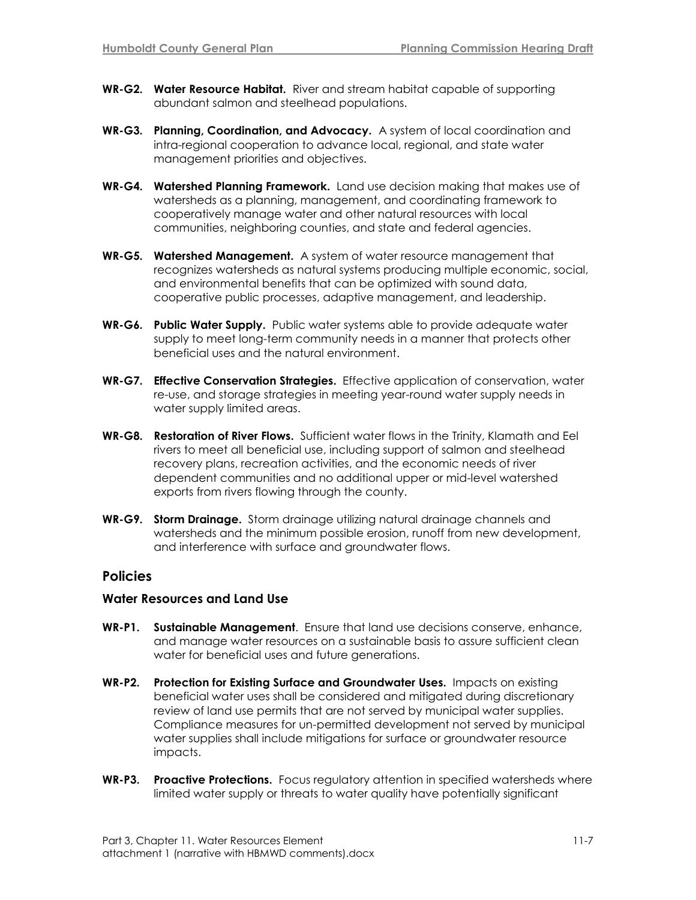**WR-G2. Water Resource Habitat.** River and stream habitat capable of supporting abundant salmon and steelhead populations.

**WR-G3. Planning, Coordination, and Advocacy.** A system of local coordination and intra-regional cooperation to advance local, regional, and state water management priorities and objectives.

**WR-G4. Watershed Planning Framework.** Land use decision making that makes use of watersheds as a planning, management, and coordinating framework to cooperatively manage water and other natural resources with local communities, neighboring counties, and state and federal agencies.

**WR-G5. Watershed Management.** A system of water resource management that recognizes watersheds as natural systems producing multiple economic, social, and environmental benefits that can be optimized with sound data, cooperative public processes, adaptive management, and leadership.

**WR-G6. Public Water Supply.** Public water systems able to provide adequate water supply to meet long-term community needs in a manner that protects other beneficial uses and the natural environment.

**WR-G7. Effective Conservation Strategies.** Effective application of conservation, water re-use, and storage strategies in meeting year-round water supply needs in water supply limited areas.

**WR-G8. Restoration of River Flows.** Sufficient water flows in the Trinity, Klamath and Eel rivers to meet all beneficial use, including support of salmon and steelhead recovery plans, recreation activities, and the economic needs of river dependent communities and no additional upper or mid-level watershed exports from rivers flowing through the county.

**WR-G9. Storm Drainage.** Storm drainage utilizing natural drainage channels and watersheds and the minimum possible erosion, runoff from new development, and interference with surface and groundwater flows.

## Policies

### Water Resources and Land Use

**WR-P1. Sustainable Management**. Ensure that land use decisions conserve, enhance, and manage water resources on a sustainable basis to assure sufficient clean water for beneficial uses and future generations.

**WR-P2. Protection for Existing Surface and Groundwater Uses.** Impacts on existing beneficial water uses shall be considered and mitigated during discretionary review of land use permits that are not served by municipal water supplies. Compliance measures for un-permitted development not served by municipal water supplies shall include mitigations for surface or groundwater resource impacts.

**WR-P3. Proactive Protections.** Focus regulatory attention in specified watersheds where limited water supply or threats to water quality have potentially significant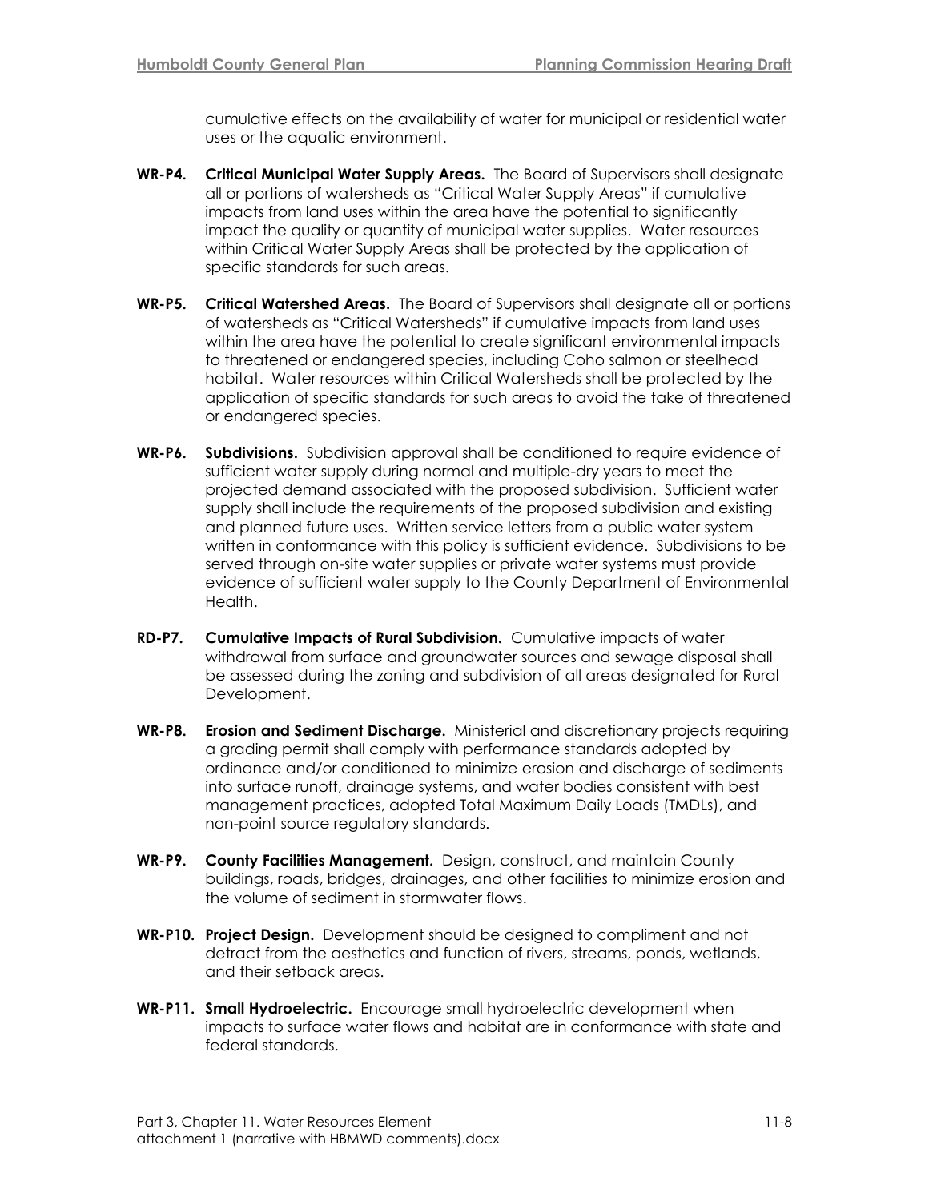cumulative effects on the availability of water for municipal or residential water uses or the aquatic environment.

**WR-P4. Critical Municipal Water Supply Areas.** The Board of Supervisors shall designate all or portions of watersheds as "Critical Water Supply Areas" if cumulative impacts from land uses within the area have the potential to significantly impact the quality or quantity of municipal water supplies. Water resources within Critical Water Supply Areas shall be protected by the application of specific standards for such areas.

**WR-P5. Critical Watershed Areas.** The Board of Supervisors shall designate all or portions of watersheds as "Critical Watersheds" if cumulative impacts from land uses within the area have the potential to create significant environmental impacts to threatened or endangered species, including Coho salmon or steelhead habitat. Water resources within Critical Watersheds shall be protected by the application of specific standards for such areas to avoid the take of threatened or endangered species.

**WR-P6. Subdivisions.** Subdivision approval shall be conditioned to require evidence of sufficient water supply during normal and multiple-dry years to meet the projected demand associated with the proposed subdivision. Sufficient water supply shall include the requirements of the proposed subdivision and existing and planned future uses. Written service letters from a public water system written in conformance with this policy is sufficient evidence. Subdivisions to be served through on-site water supplies or private water systems must provide evidence of sufficient water supply to the County Department of Environmental Health.

**RD-P7. Cumulative Impacts of Rural Subdivision.** Cumulative impacts of water withdrawal from surface and groundwater sources and sewage disposal shall be assessed during the zoning and subdivision of all areas designated for Rural Development.

**WR-P8. Erosion and Sediment Discharge.** Ministerial and discretionary projects requiring a grading permit shall comply with performance standards adopted by ordinance and/or conditioned to minimize erosion and discharge of sediments into surface runoff, drainage systems, and water bodies consistent with best management practices, adopted Total Maximum Daily Loads (TMDLs), and non-point source regulatory standards.

**WR-P9. County Facilities Management.** Design, construct, and maintain County buildings, roads, bridges, drainages, and other facilities to minimize erosion and the volume of sediment in stormwater flows.

**WR-P10. Project Design.** Development should be designed to compliment and not detract from the aesthetics and function of rivers, streams, ponds, wetlands, and their setback areas.

**WR-P11. Small Hydroelectric.** Encourage small hydroelectric development when impacts to surface water flows and habitat are in conformance with state and federal standards.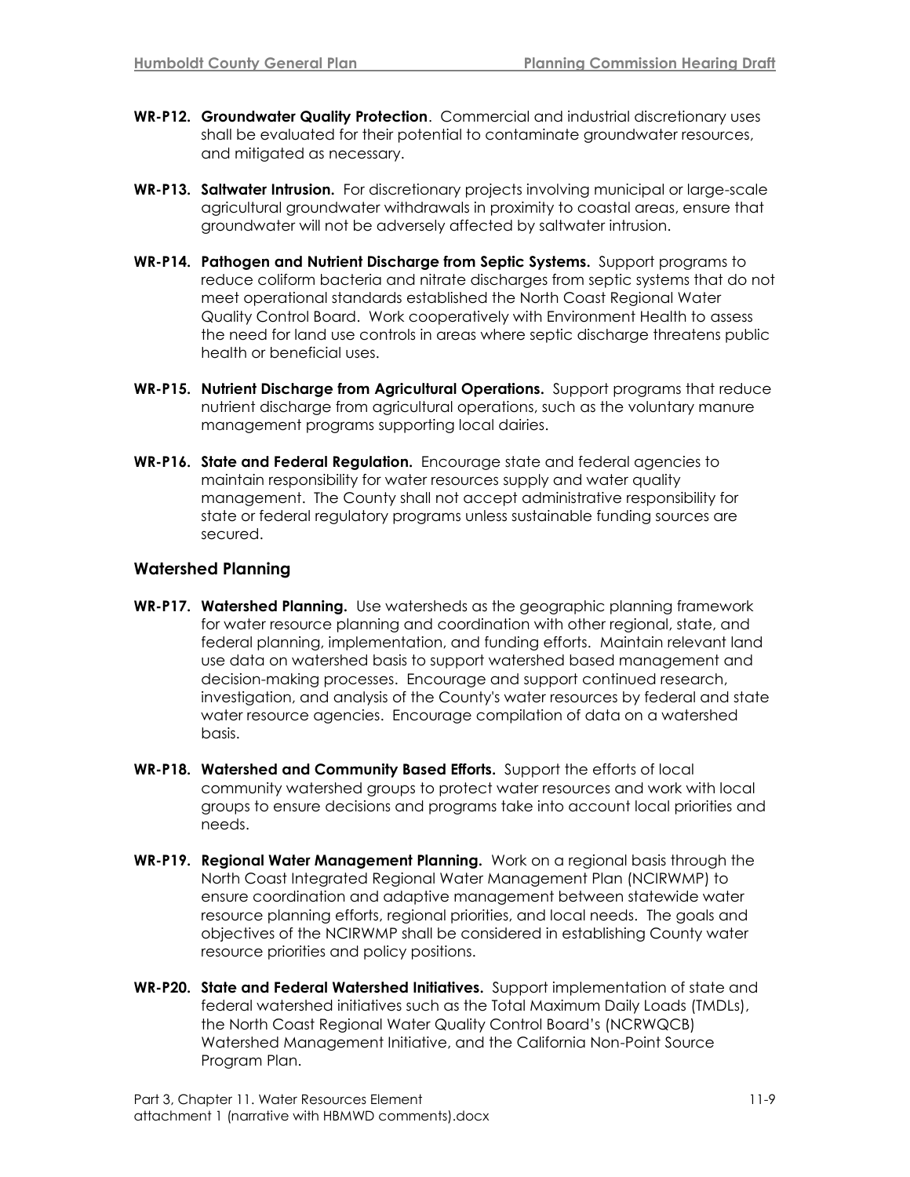**WR-P12. Groundwater Quality Protection**. Commercial and industrial discretionary uses shall be evaluated for their potential to contaminate groundwater resources, and mitigated as necessary.

**WR-P13. Saltwater Intrusion.** For discretionary projects involving municipal or large-scale agricultural groundwater withdrawals in proximity to coastal areas, ensure that groundwater will not be adversely affected by saltwater intrusion.

**WR-P14. Pathogen and Nutrient Discharge from Septic Systems.** Support programs to reduce coliform bacteria and nitrate discharges from septic systems that do not meet operational standards established the North Coast Regional Water Quality Control Board. Work cooperatively with Environment Health to assess the need for land use controls in areas where septic discharge threatens public health or beneficial uses.

**WR-P15. Nutrient Discharge from Agricultural Operations.** Support programs that reduce nutrient discharge from agricultural operations, such as the voluntary manure management programs supporting local dairies.

**WR-P16. State and Federal Regulation.** Encourage state and federal agencies to maintain responsibility for water resources supply and water quality management. The County shall not accept administrative responsibility for state or federal regulatory programs unless sustainable funding sources are secured.

## Watershed Planning

**WR-P17. Watershed Planning.** Use watersheds as the geographic planning framework for water resource planning and coordination with other regional, state, and federal planning, implementation, and funding efforts. Maintain relevant land use data on watershed basis to support watershed based management and decision-making processes. Encourage and support continued research, investigation, and analysis of the County's water resources by federal and state water resource agencies. Encourage compilation of data on a watershed basis.

**WR-P18. Watershed and Community Based Efforts.** Support the efforts of local community watershed groups to protect water resources and work with local groups to ensure decisions and programs take into account local priorities and needs.

**WR-P19. Regional Water Management Planning.** Work on a regional basis through the North Coast Integrated Regional Water Management Plan (NCIRWMP) to ensure coordination and adaptive management between statewide water resource planning efforts, regional priorities, and local needs. The goals and objectives of the NCIRWMP shall be considered in establishing County water resource priorities and policy positions.

**WR-P20. State and Federal Watershed Initiatives.** Support implementation of state and federal watershed initiatives such as the Total Maximum Daily Loads (TMDLs), the North Coast Regional Water Quality Control Board's (NCRWQCB) Watershed Management Initiative, and the California Non-Point Source Program Plan.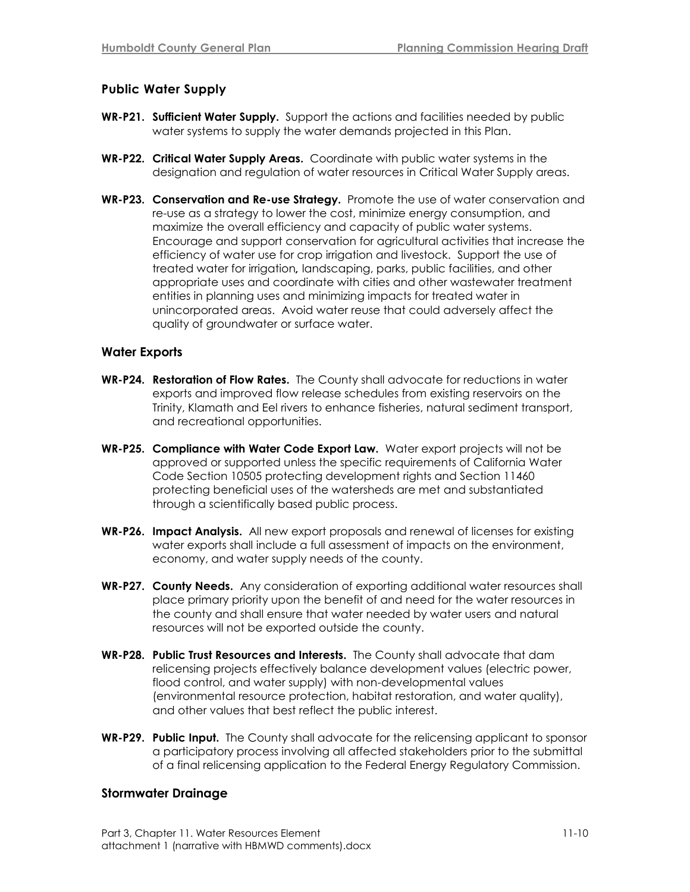### Public Water Supply

**WR-P21. Sufficient Water Supply.** Support the actions and facilities needed by public water systems to supply the water demands projected in this Plan.

**WR-P22. Critical Water Supply Areas.** Coordinate with public water systems in the designation and regulation of water resources in Critical Water Supply areas.

**WR-P23. Conservation and Re-use Strategy.** Promote the use of water conservation and re-use as a strategy to lower the cost, minimize energy consumption, and maximize the overall efficiency and capacity of public water systems. Encourage and support conservation for agricultural activities that increase the efficiency of water use for crop irrigation and livestock. Support the use of treated water for irrigation**,** landscaping, parks, public facilities, and other appropriate uses and coordinate with cities and other wastewater treatment entities in planning uses and minimizing impacts for treated water in unincorporated areas. Avoid water reuse that could adversely affect the quality of groundwater or surface water.

### Water Exports

**WR-P24. Restoration of Flow Rates.** The County shall advocate for reductions in water exports and improved flow release schedules from existing reservoirs on the Trinity, Klamath and Eel rivers to enhance fisheries, natural sediment transport, and recreational opportunities.

**WR-P25. Compliance with Water Code Export Law.** Water export projects will not be approved or supported unless the specific requirements of California Water Code Section 10505 protecting development rights and Section 11460 protecting beneficial uses of the watersheds are met and substantiated through a scientifically based public process.

**WR-P26. Impact Analysis.** All new export proposals and renewal of licenses for existing water exports shall include a full assessment of impacts on the environment, economy, and water supply needs of the county.

**WR-P27. County Needs.** Any consideration of exporting additional water resources shall place primary priority upon the benefit of and need for the water resources in the county and shall ensure that water needed by water users and natural resources will not be exported outside the county.

**WR-P28. Public Trust Resources and Interests.** The County shall advocate that dam relicensing projects effectively balance development values (electric power, flood control, and water supply) with non-developmental values (environmental resource protection, habitat restoration, and water quality), and other values that best reflect the public interest.

**WR-P29. Public Input.** The County shall advocate for the relicensing applicant to sponsor a participatory process involving all affected stakeholders prior to the submittal of a final relicensing application to the Federal Energy Regulatory Commission.

### Stormwater Drainage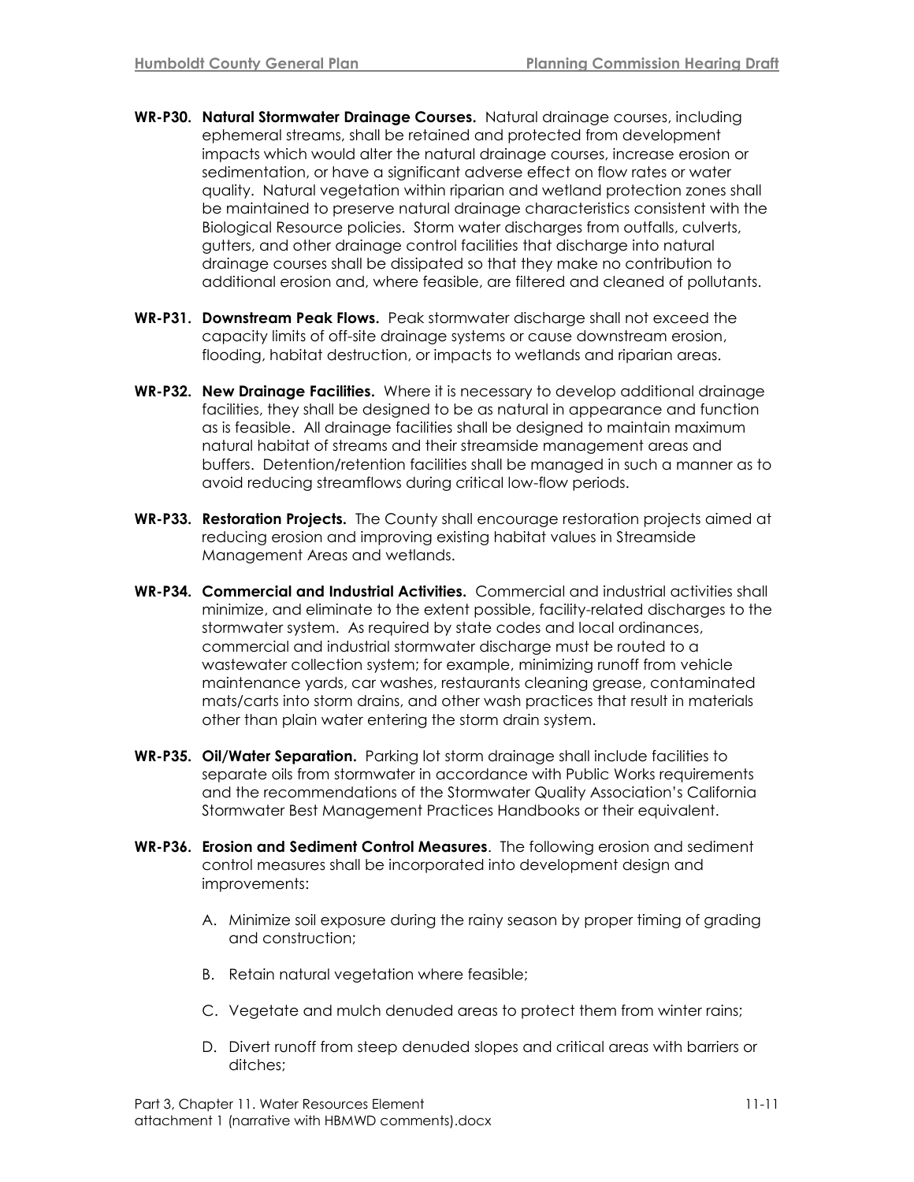**WR-P30. Natural Stormwater Drainage Courses.** Natural drainage courses, including ephemeral streams, shall be retained and protected from development impacts which would alter the natural drainage courses, increase erosion or sedimentation, or have a significant adverse effect on flow rates or water quality. Natural vegetation within riparian and wetland protection zones shall be maintained to preserve natural drainage characteristics consistent with the Biological Resource policies. Storm water discharges from outfalls, culverts, gutters, and other drainage control facilities that discharge into natural drainage courses shall be dissipated so that they make no contribution to additional erosion and, where feasible, are filtered and cleaned of pollutants.

**WR-P31. Downstream Peak Flows.** Peak stormwater discharge shall not exceed the capacity limits of off-site drainage systems or cause downstream erosion, flooding, habitat destruction, or impacts to wetlands and riparian areas.

**WR-P32. New Drainage Facilities.** Where it is necessary to develop additional drainage facilities, they shall be designed to be as natural in appearance and function as is feasible. All drainage facilities shall be designed to maintain maximum natural habitat of streams and their streamside management areas and buffers. Detention/retention facilities shall be managed in such a manner as to avoid reducing streamflows during critical low-flow periods.

**WR-P33. Restoration Projects.** The County shall encourage restoration projects aimed at reducing erosion and improving existing habitat values in Streamside Management Areas and wetlands.

**WR-P34. Commercial and Industrial Activities.** Commercial and industrial activities shall minimize, and eliminate to the extent possible, facility-related discharges to the stormwater system. As required by state codes and local ordinances, commercial and industrial stormwater discharge must be routed to a wastewater collection system; for example, minimizing runoff from vehicle maintenance yards, car washes, restaurants cleaning grease, contaminated mats/carts into storm drains, and other wash practices that result in materials other than plain water entering the storm drain system.

**WR-P35. Oil/Water Separation.** Parking lot storm drainage shall include facilities to separate oils from stormwater in accordance with Public Works requirements and the recommendations of the Stormwater Quality Association's California Stormwater Best Management Practices Handbooks or their equivalent.

**WR-P36. Erosion and Sediment Control Measures**. The following erosion and sediment control measures shall be incorporated into development design and improvements:

A. Minimize soil exposure during the rainy season by proper timing of grading and construction;

B. Retain natural vegetation where feasible;

C. Vegetate and mulch denuded areas to protect them from winter rains;

D. Divert runoff from steep denuded slopes and critical areas with barriers or ditches;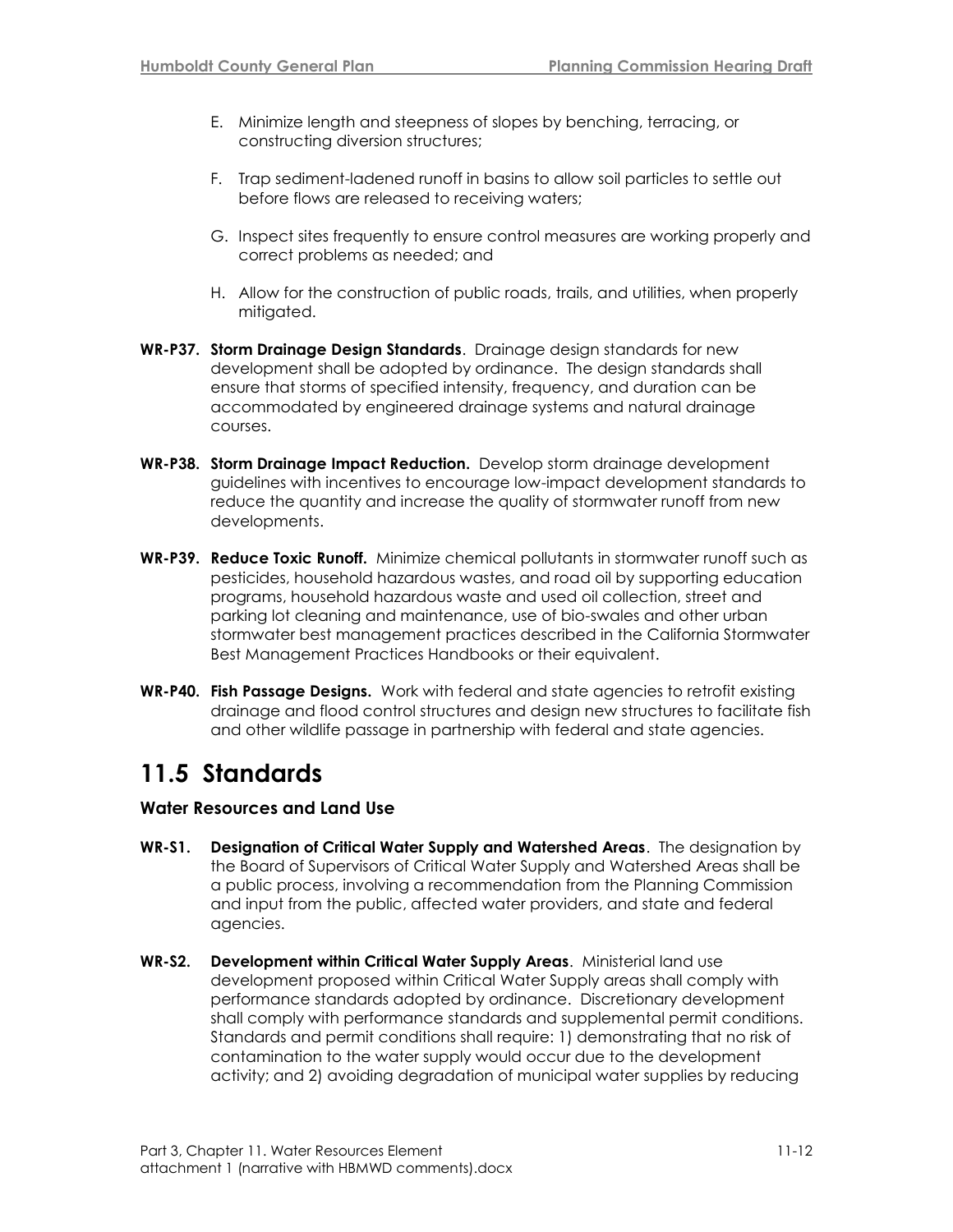E. Minimize length and steepness of slopes by benching, terracing, or constructing diversion structures;

F. Trap sediment-ladened runoff in basins to allow soil particles to settle out before flows are released to receiving waters;

G. Inspect sites frequently to ensure control measures are working properly and correct problems as needed; and

H. Allow for the construction of public roads, trails, and utilities, when properly mitigated.

**WR-P37. Storm Drainage Design Standards**. Drainage design standards for new development shall be adopted by ordinance. The design standards shall ensure that storms of specified intensity, frequency, and duration can be accommodated by engineered drainage systems and natural drainage courses.

**WR-P38. Storm Drainage Impact Reduction.** Develop storm drainage development guidelines with incentives to encourage low-impact development standards to reduce the quantity and increase the quality of stormwater runoff from new developments.

**WR-P39. Reduce Toxic Runoff.** Minimize chemical pollutants in stormwater runoff such as pesticides, household hazardous wastes, and road oil by supporting education programs, household hazardous waste and used oil collection, street and parking lot cleaning and maintenance, use of bio-swales and other urban stormwater best management practices described in the California Stormwater Best Management Practices Handbooks or their equivalent.

**WR-P40. Fish Passage Designs.** Work with federal and state agencies to retrofit existing drainage and flood control structures and design new structures to facilitate fish and other wildlife passage in partnership with federal and state agencies.

# 11.5 Standards

### Water Resources and Land Use

**WR-S1. Designation of Critical Water Supply and Watershed Areas**. The designation by the Board of Supervisors of Critical Water Supply and Watershed Areas shall be a public process, involving a recommendation from the Planning Commission and input from the public, affected water providers, and state and federal agencies.

**WR-S2. Development within Critical Water Supply Areas**. Ministerial land use development proposed within Critical Water Supply areas shall comply with performance standards adopted by ordinance. Discretionary development shall comply with performance standards and supplemental permit conditions. Standards and permit conditions shall require: 1) demonstrating that no risk of contamination to the water supply would occur due to the development activity; and 2) avoiding degradation of municipal water supplies by reducing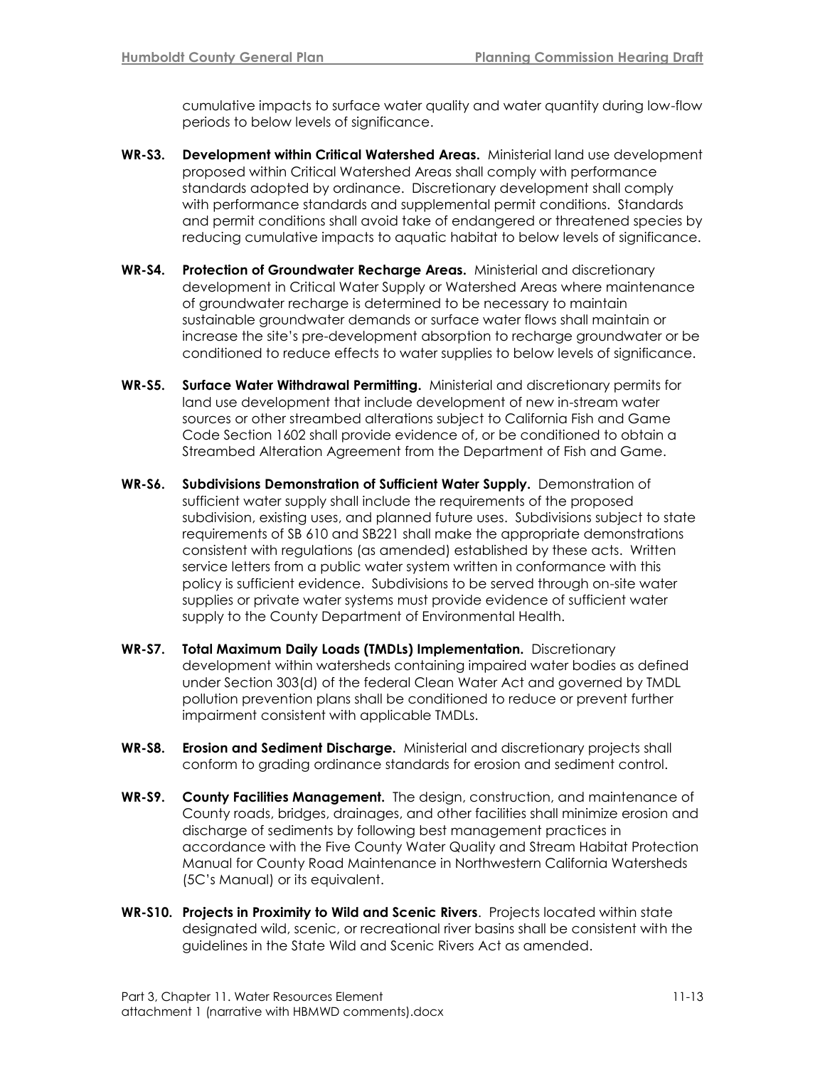cumulative impacts to surface water quality and water quantity during low-flow periods to below levels of significance.

**WR-S3. Development within Critical Watershed Areas.** Ministerial land use development proposed within Critical Watershed Areas shall comply with performance standards adopted by ordinance. Discretionary development shall comply with performance standards and supplemental permit conditions. Standards and permit conditions shall avoid take of endangered or threatened species by reducing cumulative impacts to aquatic habitat to below levels of significance.

**WR-S4. Protection of Groundwater Recharge Areas.** Ministerial and discretionary development in Critical Water Supply or Watershed Areas where maintenance of groundwater recharge is determined to be necessary to maintain sustainable groundwater demands or surface water flows shall maintain or increase the site's pre-development absorption to recharge groundwater or be conditioned to reduce effects to water supplies to below levels of significance.

**WR-S5. Surface Water Withdrawal Permitting.** Ministerial and discretionary permits for land use development that include development of new in-stream water sources or other streambed alterations subject to California Fish and Game Code Section 1602 shall provide evidence of, or be conditioned to obtain a Streambed Alteration Agreement from the Department of Fish and Game.

**WR-S6. Subdivisions Demonstration of Sufficient Water Supply.** Demonstration of sufficient water supply shall include the requirements of the proposed subdivision, existing uses, and planned future uses. Subdivisions subject to state requirements of SB 610 and SB221 shall make the appropriate demonstrations consistent with regulations (as amended) established by these acts. Written service letters from a public water system written in conformance with this policy is sufficient evidence. Subdivisions to be served through on-site water supplies or private water systems must provide evidence of sufficient water supply to the County Department of Environmental Health.

**WR-S7. Total Maximum Daily Loads (TMDLs) Implementation.** Discretionary development within watersheds containing impaired water bodies as defined under Section 303(d) of the federal Clean Water Act and governed by TMDL pollution prevention plans shall be conditioned to reduce or prevent further impairment consistent with applicable TMDLs.

**WR-S8. Erosion and Sediment Discharge.** Ministerial and discretionary projects shall conform to grading ordinance standards for erosion and sediment control.

**WR-S9. County Facilities Management.** The design, construction, and maintenance of County roads, bridges, drainages, and other facilities shall minimize erosion and discharge of sediments by following best management practices in accordance with the Five County Water Quality and Stream Habitat Protection Manual for County Road Maintenance in Northwestern California Watersheds (5C's Manual) or its equivalent.

**WR-S10. Projects in Proximity to Wild and Scenic Rivers**. Projects located within state designated wild, scenic, or recreational river basins shall be consistent with the guidelines in the State Wild and Scenic Rivers Act as amended.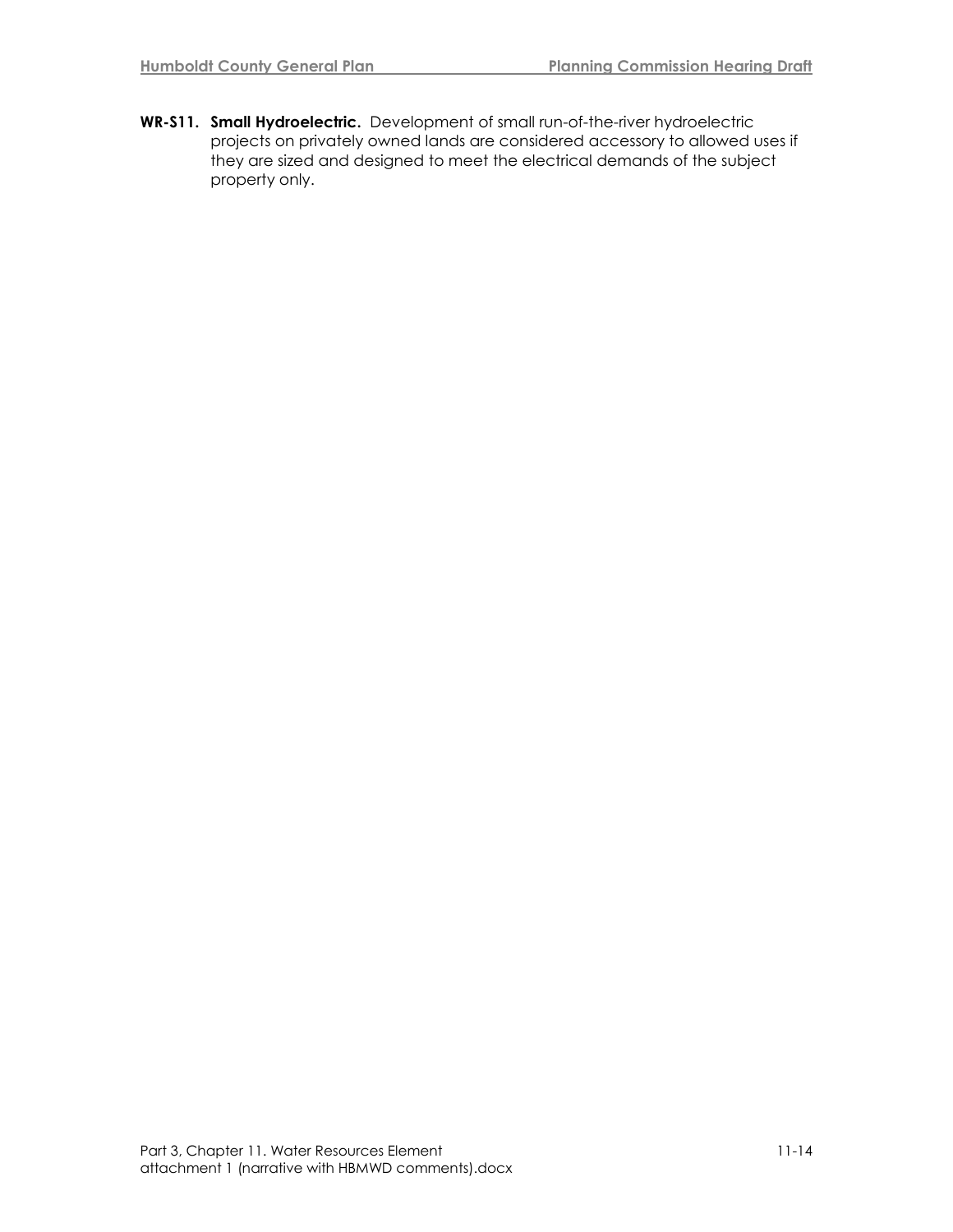**WR-S11. Small Hydroelectric.** Development of small run-of-the-river hydroelectric projects on privately owned lands are considered accessory to allowed uses if they are sized and designed to meet the electrical demands of the subject property only.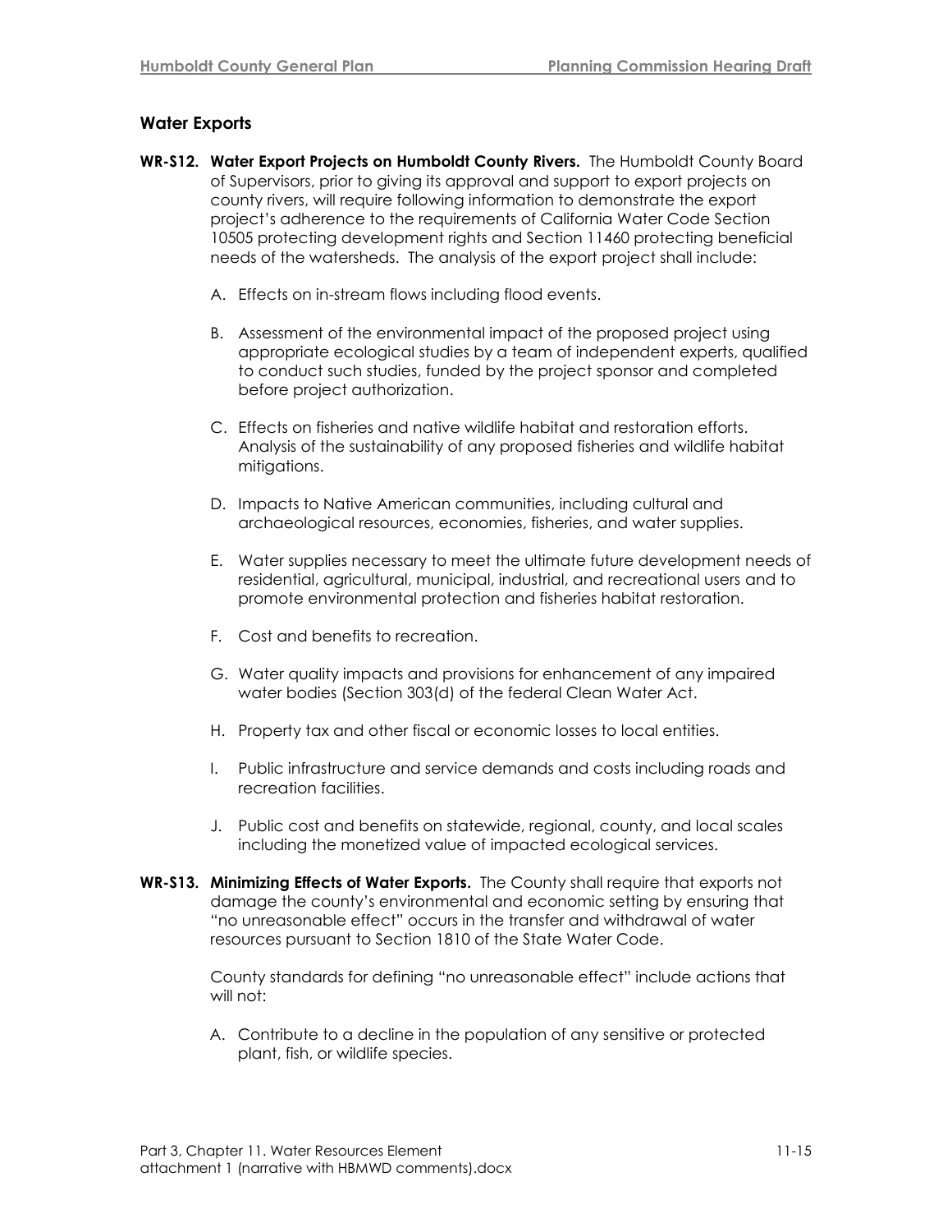## Water Exports

**WR-S12. Water Export Projects on Humboldt County Rivers.** The Humboldt County Board of Supervisors, prior to giving its approval and support to export projects on county rivers, will require following information to demonstrate the export project's adherence to the requirements of California Water Code Section 10505 protecting development rights and Section 11460 protecting beneficial needs of the watersheds. The analysis of the export project shall include:

A. Effects on in-stream flows including flood events.

B. Assessment of the environmental impact of the proposed project using appropriate ecological studies by a team of independent experts, qualified to conduct such studies, funded by the project sponsor and completed before project authorization.

C. Effects on fisheries and native wildlife habitat and restoration efforts. Analysis of the sustainability of any proposed fisheries and wildlife habitat mitigations.

D. Impacts to Native American communities, including cultural and archaeological resources, economies, fisheries, and water supplies.

E. Water supplies necessary to meet the ultimate future development needs of residential, agricultural, municipal, industrial, and recreational users and to promote environmental protection and fisheries habitat restoration.

F. Cost and benefits to recreation.

G. Water quality impacts and provisions for enhancement of any impaired water bodies (Section 303(d) of the federal Clean Water Act.

H. Property tax and other fiscal or economic losses to local entities.

I. Public infrastructure and service demands and costs including roads and recreation facilities.

J. Public cost and benefits on statewide, regional, county, and local scales including the monetized value of impacted ecological services.

**WR-S13. Minimizing Effects of Water Exports.** The County shall require that exports not damage the county's environmental and economic setting by ensuring that "no unreasonable effect" occurs in the transfer and withdrawal of water resources pursuant to Section 1810 of the State Water Code.

County standards for defining "no unreasonable effect" include actions that will not:

A. Contribute to a decline in the population of any sensitive or protected plant, fish, or wildlife species.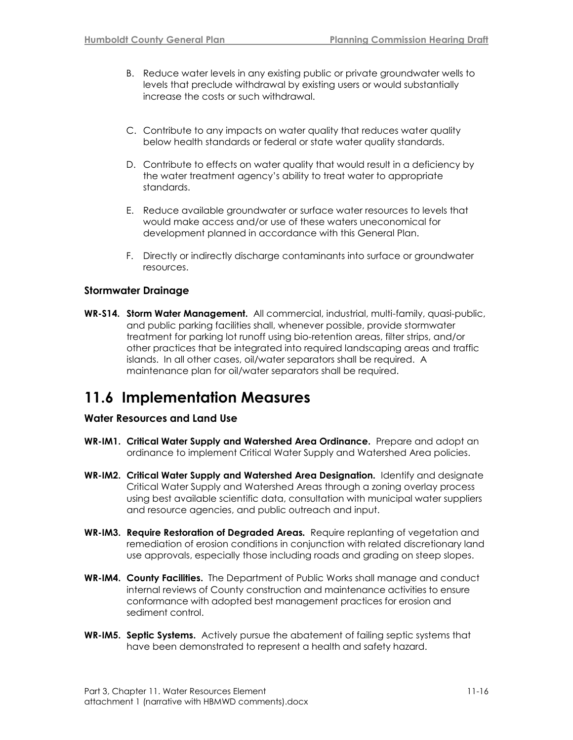B. Reduce water levels in any existing public or private groundwater wells to levels that preclude withdrawal by existing users or would substantially increase the costs or such withdrawal.

C. Contribute to any impacts on water quality that reduces water quality below health standards or federal or state water quality standards.

D. Contribute to effects on water quality that would result in a deficiency by the water treatment agency's ability to treat water to appropriate standards.

E. Reduce available groundwater or surface water resources to levels that would make access and/or use of these waters uneconomical for development planned in accordance with this General Plan.

F. Directly or indirectly discharge contaminants into surface or groundwater resources.

### Stormwater Drainage

**WR-S14. Storm Water Management.** All commercial, industrial, multi-family, quasi-public, and public parking facilities shall, whenever possible, provide stormwater treatment for parking lot runoff using bio-retention areas, filter strips, and/or other practices that be integrated into required landscaping areas and traffic islands. In all other cases, oil/water separators shall be required. A maintenance plan for oil/water separators shall be required.

## 11.6 Implementation Measures

### Water Resources and Land Use

**WR-IM1. Critical Water Supply and Watershed Area Ordinance.** Prepare and adopt an ordinance to implement Critical Water Supply and Watershed Area policies.

**WR-IM2. Critical Water Supply and Watershed Area Designation.** Identify and designate Critical Water Supply and Watershed Areas through a zoning overlay process using best available scientific data, consultation with municipal water suppliers and resource agencies, and public outreach and input.

**WR-IM3. Require Restoration of Degraded Areas.** Require replanting of vegetation and remediation of erosion conditions in conjunction with related discretionary land use approvals, especially those including roads and grading on steep slopes.

**WR-IM4. County Facilities.** The Department of Public Works shall manage and conduct internal reviews of County construction and maintenance activities to ensure conformance with adopted best management practices for erosion and sediment control.

**WR-IM5. Septic Systems.** Actively pursue the abatement of failing septic systems that have been demonstrated to represent a health and safety hazard.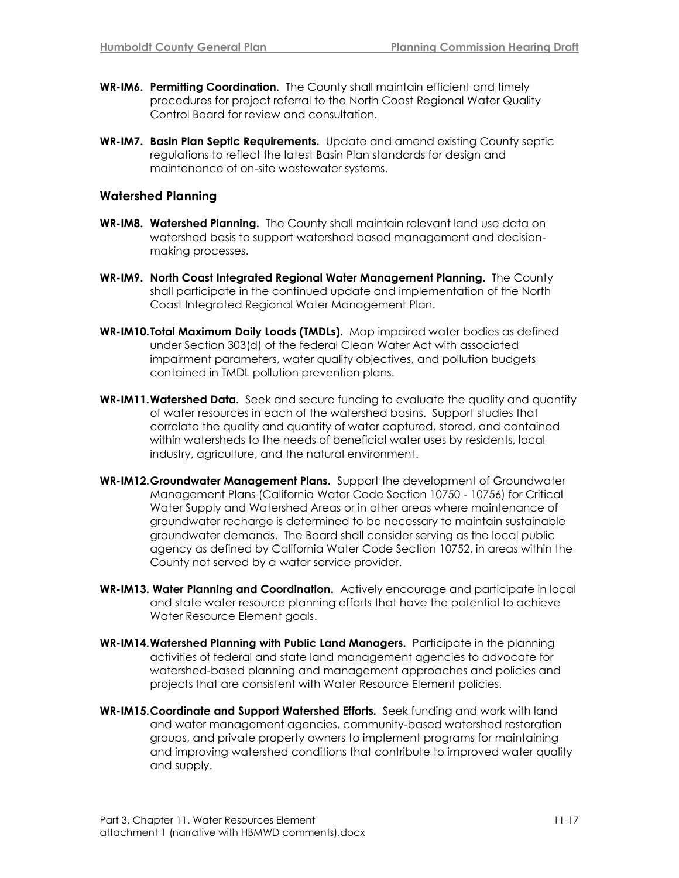**WR-IM6. Permitting Coordination.** The County shall maintain efficient and timely procedures for project referral to the North Coast Regional Water Quality Control Board for review and consultation.

**WR-IM7. Basin Plan Septic Requirements.** Update and amend existing County septic regulations to reflect the latest Basin Plan standards for design and maintenance of on-site wastewater systems.

### Watershed Planning

**WR-IM8. Watershed Planning.** The County shall maintain relevant land use data on watershed basis to support watershed based management and decision-making processes.

**WR-IM9. North Coast Integrated Regional Water Management Planning.** The County shall participate in the continued update and implementation of the North Coast Integrated Regional Water Management Plan.

**WR-IM10. Total Maximum Daily Loads (TMDLs).** Map impaired water bodies as defined under Section 303(d) of the federal Clean Water Act with associated impairment parameters, water quality objectives, and pollution budgets contained in TMDL pollution prevention plans.

**WR-IM11. Watershed Data.** Seek and secure funding to evaluate the quality and quantity of water resources in each of the watershed basins. Support studies that correlate the quality and quantity of water captured, stored, and contained within watersheds to the needs of beneficial water uses by residents, local industry, agriculture, and the natural environment.

**WR-IM12. Groundwater Management Plans.** Support the development of Groundwater Management Plans (California Water Code Section 10750 - 10756) for Critical Water Supply and Watershed Areas or in other areas where maintenance of groundwater recharge is determined to be necessary to maintain sustainable groundwater demands. The Board shall consider serving as the local public agency as defined by California Water Code Section 10752, in areas within the County not served by a water service provider.

**WR-IM13. Water Planning and Coordination.** Actively encourage and participate in local and state water resource planning efforts that have the potential to achieve Water Resource Element goals.

**WR-IM14. Watershed Planning with Public Land Managers.** Participate in the planning activities of federal and state land management agencies to advocate for watershed-based planning and management approaches and policies and projects that are consistent with Water Resource Element policies.

**WR-IM15. Coordinate and Support Watershed Efforts.** Seek funding and work with land and water management agencies, community-based watershed restoration groups, and private property owners to implement programs for maintaining and improving watershed conditions that contribute to improved water quality and supply.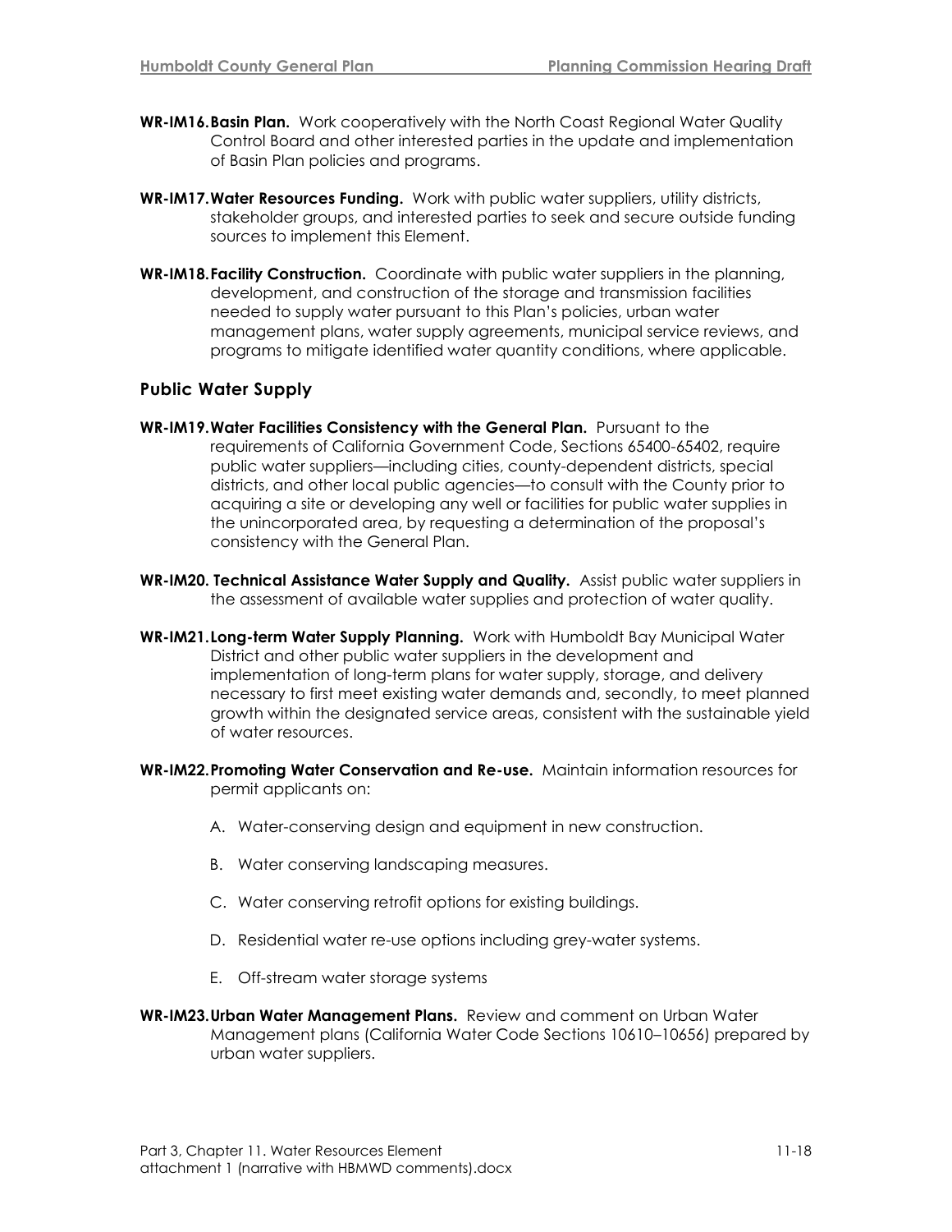**WR-IM16. Basin Plan.** Work cooperatively with the North Coast Regional Water Quality Control Board and other interested parties in the update and implementation of Basin Plan policies and programs.

**WR-IM17. Water Resources Funding.** Work with public water suppliers, utility districts, stakeholder groups, and interested parties to seek and secure outside funding sources to implement this Element.

**WR-IM18. Facility Construction.** Coordinate with public water suppliers in the planning, development, and construction of the storage and transmission facilities needed to supply water pursuant to this Plan's policies, urban water management plans, water supply agreements, municipal service reviews, and programs to mitigate identified water quantity conditions, where applicable.

### Public Water Supply

**WR-IM19. Water Facilities Consistency with the General Plan.** Pursuant to the requirements of California Government Code, Sections 65400-65402, require public water suppliers—including cities, county-dependent districts, special districts, and other local public agencies—to consult with the County prior to acquiring a site or developing any well or facilities for public water supplies in the unincorporated area, by requesting a determination of the proposal's consistency with the General Plan.

**WR-IM20. Technical Assistance Water Supply and Quality.** Assist public water suppliers in the assessment of available water supplies and protection of water quality.

**WR-IM21. Long-term Water Supply Planning.** Work with Humboldt Bay Municipal Water District and other public water suppliers in the development and implementation of long-term plans for water supply, storage, and delivery necessary to first meet existing water demands and, secondly, to meet planned growth within the designated service areas, consistent with the sustainable yield of water resources.

**WR-IM22. Promoting Water Conservation and Re-use.** Maintain information resources for permit applicants on:

A. Water-conserving design and equipment in new construction.

B. Water conserving landscaping measures.

C. Water conserving retrofit options for existing buildings.

D. Residential water re-use options including grey-water systems.

E. Off-stream water storage systems

**WR-IM23. Urban Water Management Plans.** Review and comment on Urban Water Management plans (California Water Code Sections 10610–10656) prepared by urban water suppliers.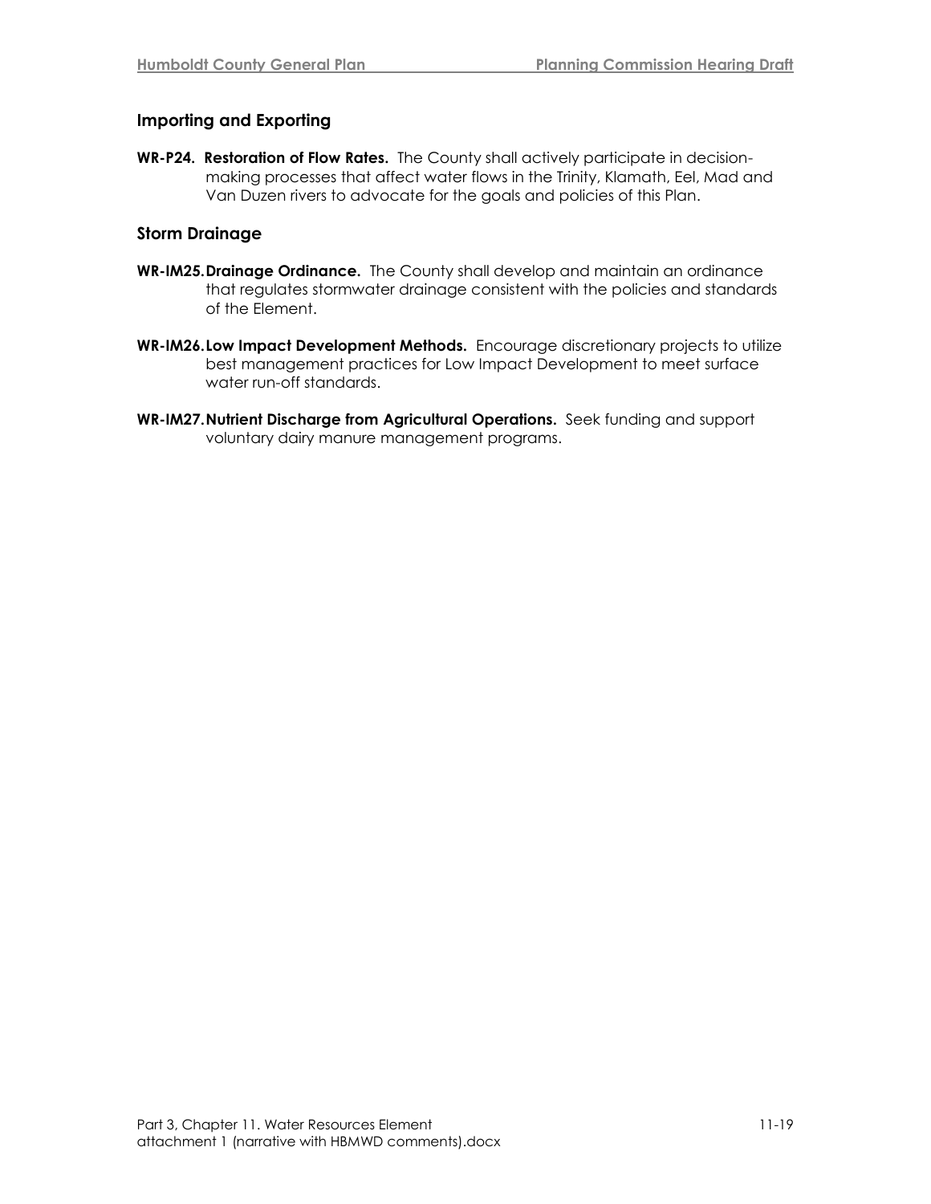### Importing and Exporting

**WR-P24. Restoration of Flow Rates.** The County shall actively participate in decision-making processes that affect water flows in the Trinity, Klamath, Eel, Mad and Van Duzen rivers to advocate for the goals and policies of this Plan.

### Storm Drainage

**WR-IM25. Drainage Ordinance.** The County shall develop and maintain an ordinance that regulates stormwater drainage consistent with the policies and standards of the Element.

**WR-IM26. Low Impact Development Methods.** Encourage discretionary projects to utilize best management practices for Low Impact Development to meet surface water run-off standards.

**WR-IM27. Nutrient Discharge from Agricultural Operations.** Seek funding and support voluntary dairy manure management programs.